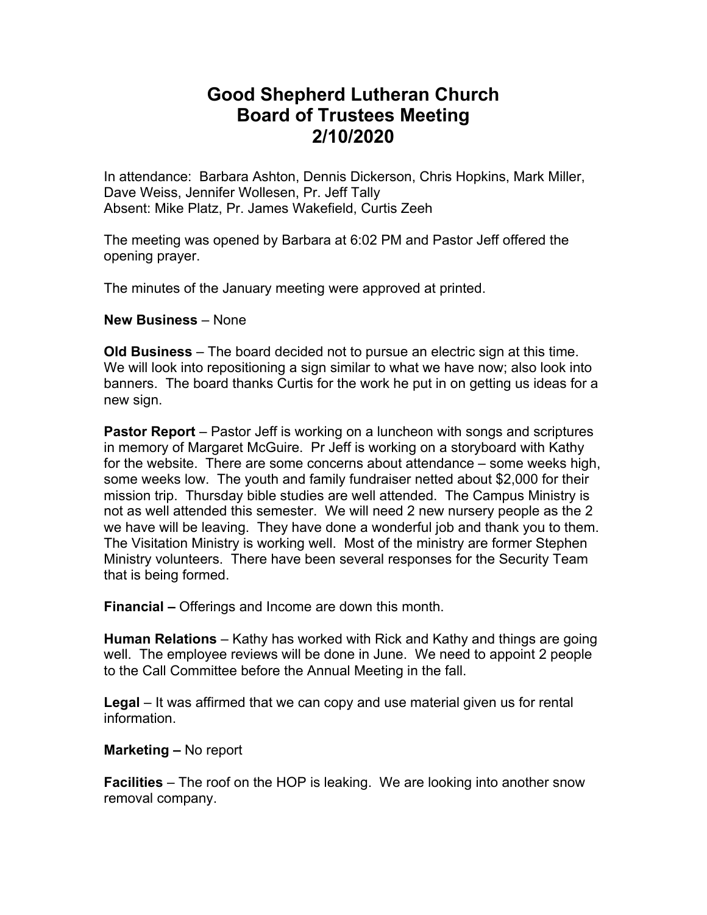# Good Shepherd Lutheran Church
# Board of Trustees Meeting
# 2/10/2020

In attendance: Barbara Ashton, Dennis Dickerson, Chris Hopkins, Mark Miller, Dave Weiss, Jennifer Wollesen, Pr. Jeff Tally
Absent: Mike Platz, Pr. James Wakefield, Curtis Zeeh

The meeting was opened by Barbara at 6:02 PM and Pastor Jeff offered the opening prayer.

The minutes of the January meeting were approved at printed.

**New Business** – None

**Old Business** – The board decided not to pursue an electric sign at this time. We will look into repositioning a sign similar to what we have now; also look into banners. The board thanks Curtis for the work he put in on getting us ideas for a new sign.

**Pastor Report** – Pastor Jeff is working on a luncheon with songs and scriptures in memory of Margaret McGuire. Pr Jeff is working on a storyboard with Kathy for the website. There are some concerns about attendance – some weeks high, some weeks low. The youth and family fundraiser netted about $2,000 for their mission trip. Thursday bible studies are well attended. The Campus Ministry is not as well attended this semester. We will need 2 new nursery people as the 2 we have will be leaving. They have done a wonderful job and thank you to them. The Visitation Ministry is working well. Most of the ministry are former Stephen Ministry volunteers. There have been several responses for the Security Team that is being formed.

**Financial –** Offerings and Income are down this month.

**Human Relations** – Kathy has worked with Rick and Kathy and things are going well. The employee reviews will be done in June. We need to appoint 2 people to the Call Committee before the Annual Meeting in the fall.

**Legal** – It was affirmed that we can copy and use material given us for rental information.

**Marketing –** No report

**Facilities** – The roof on the HOP is leaking. We are looking into another snow removal company.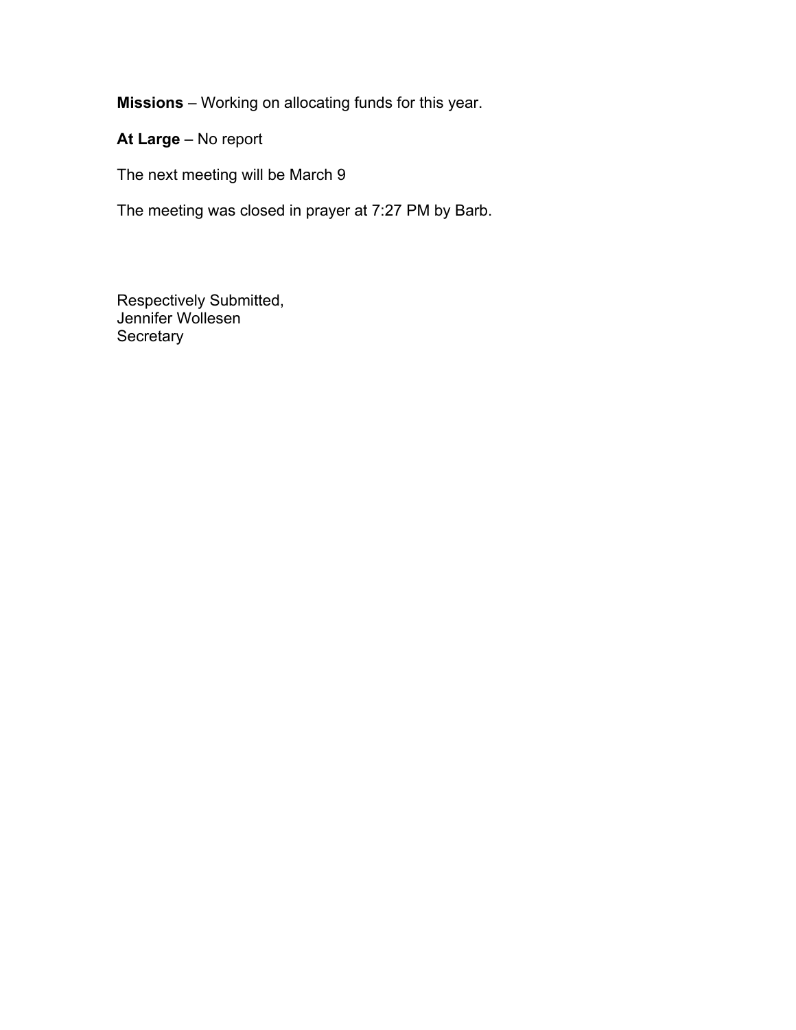**Missions** – Working on allocating funds for this year.

**At Large** – No report

The next meeting will be March 9

The meeting was closed in prayer at 7:27 PM by Barb.

Respectively Submitted,
Jennifer Wollesen
Secretary